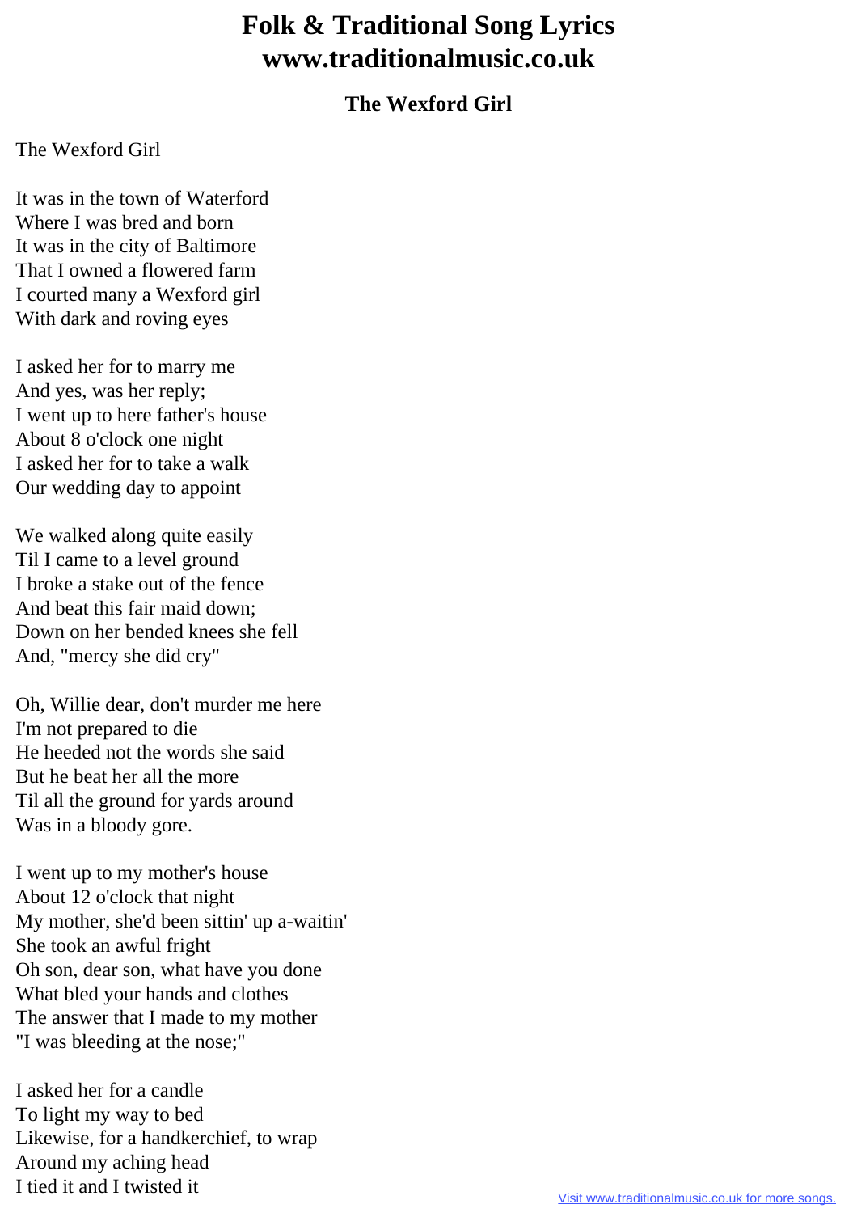# Folk & Traditional Song Lyrics
# www.traditionalmusic.co.uk

## The Wexford Girl

The Wexford Girl

It was in the town of Waterford
Where I was bred and born
It was in the city of Baltimore
That I owned a flowered farm
I courted many a Wexford girl
With dark and roving eyes

I asked her for to marry me
And yes, was her reply;
I went up to here father's house
About 8 o'clock one night
I asked her for to take a walk
Our wedding day to appoint

We walked along quite easily
Til I came to a level ground
I broke a stake out of the fence
And beat this fair maid down;
Down on her bended knees she fell
And, "mercy she did cry"

Oh, Willie dear, don't murder me here
I'm not prepared to die
He heeded not the words she said
But he beat her all the more
Til all the ground for yards around
Was in a bloody gore.

I went up to my mother's house
About 12 o'clock that night
My mother, she'd been sittin' up a-waitin'
She took an awful fright
Oh son, dear son, what have you done
What bled your hands and clothes
The answer that I made to my mother
"I was bleeding at the nose;"

I asked her for a candle
To light my way to bed
Likewise, for a handkerchief, to wrap
Around my aching head
I tied it and I twisted it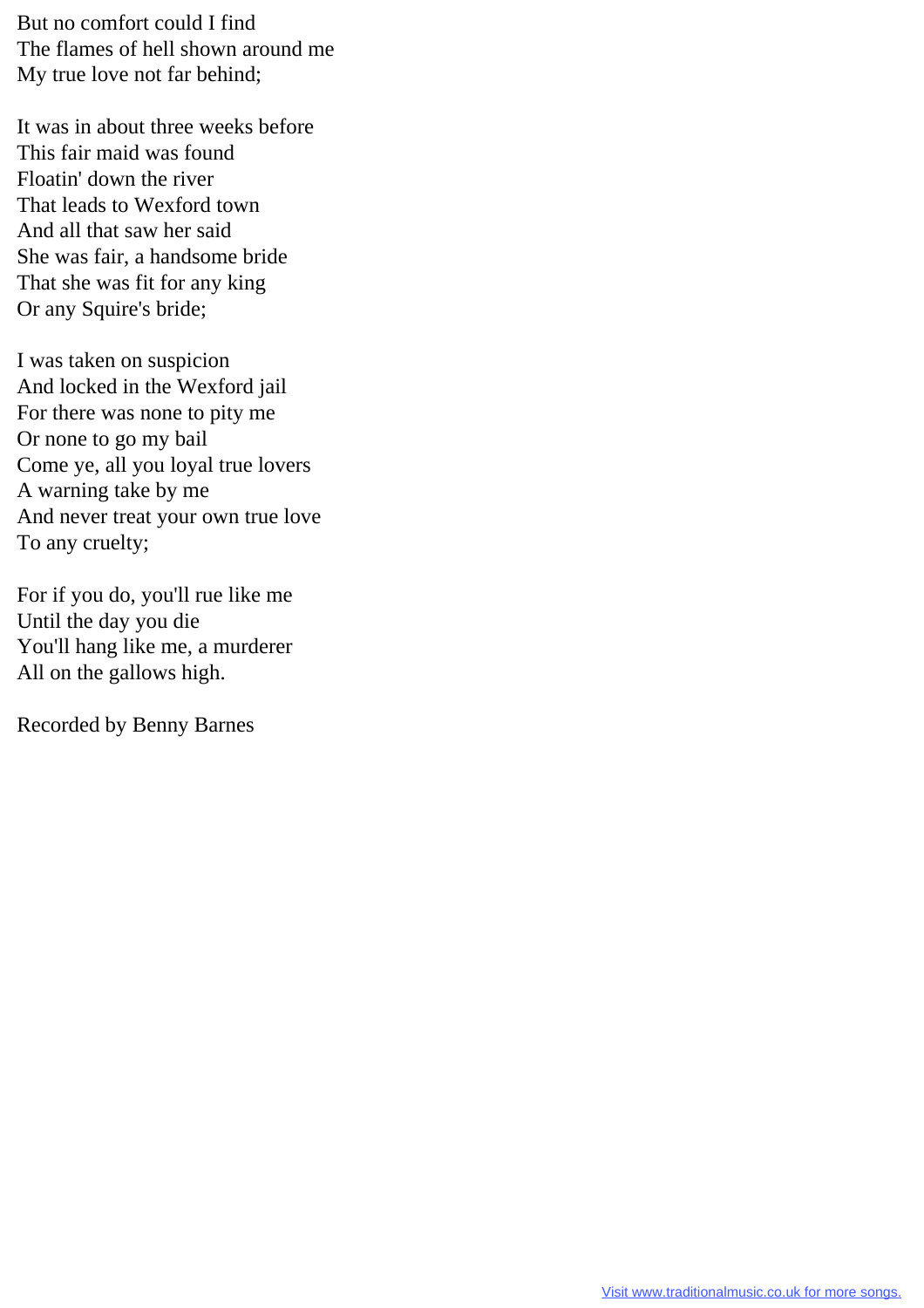But no comfort could I find
The flames of hell shown around me
My true love not far behind;

It was in about three weeks before
This fair maid was found
Floatin' down the river
That leads to Wexford town
And all that saw her said
She was fair, a handsome bride
That she was fit for any king
Or any Squire's bride;

I was taken on suspicion
And locked in the Wexford jail
For there was none to pity me
Or none to go my bail
Come ye, all you loyal true lovers
A warning take by me
And never treat your own true love
To any cruelty;

For if you do, you'll rue like me
Until the day you die
You'll hang like me, a murderer
All on the gallows high.

Recorded by Benny Barnes

Visit www.traditionalmusic.co.uk for more songs.